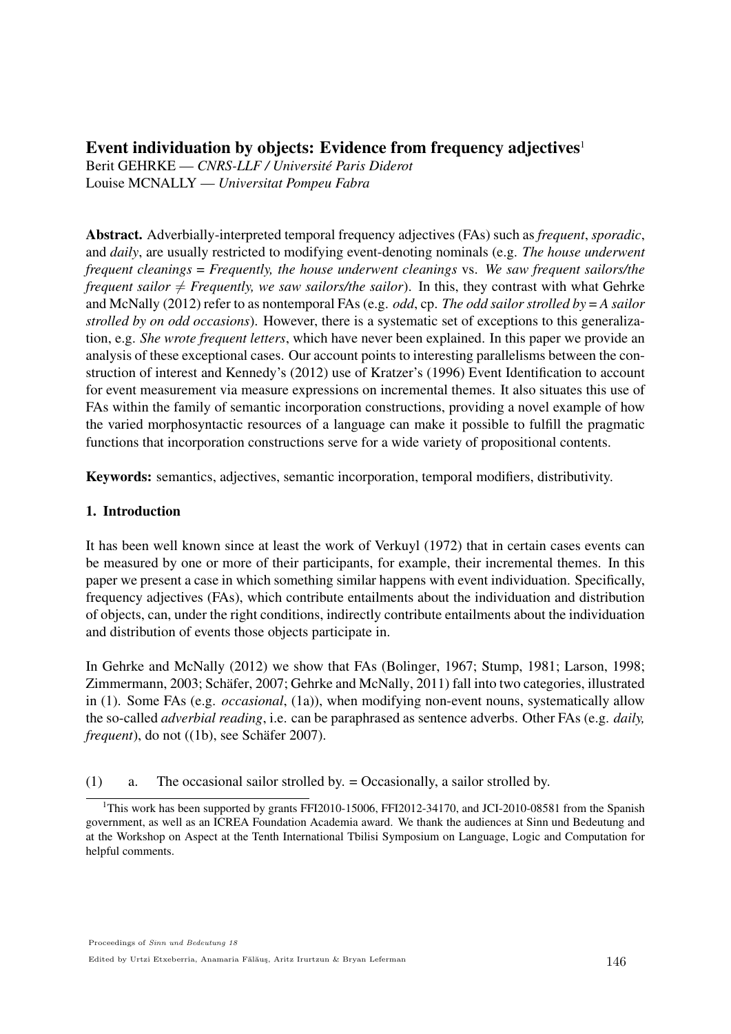# Event individuation by objects: Evidence from frequency adjectives[1]

Berit GEHRKE — *CNRS-LLF / Université Paris Diderot*
Louise MCNALLY — *Universitat Pompeu Fabra*

**Abstract.** Adverbially-interpreted temporal frequency adjectives (FAs) such as *frequent*, *sporadic*, and *daily*, are usually restricted to modifying event-denoting nominals (e.g. *The house underwent frequent cleanings = Frequently, the house underwent cleanings* vs. *We saw frequent sailors/the frequent sailor ≠ Frequently, we saw sailors/the sailor*). In this, they contrast with what Gehrke and McNally (2012) refer to as nontemporal FAs (e.g. *odd*, cp. *The odd sailor strolled by = A sailor strolled by on odd occasions*). However, there is a systematic set of exceptions to this generalization, e.g. *She wrote frequent letters*, which have never been explained. In this paper we provide an analysis of these exceptional cases. Our account points to interesting parallelisms between the construction of interest and Kennedy's (2012) use of Kratzer's (1996) Event Identification to account for event measurement via measure expressions on incremental themes. It also situates this use of FAs within the family of semantic incorporation constructions, providing a novel example of how the varied morphosyntactic resources of a language can make it possible to fulfill the pragmatic functions that incorporation constructions serve for a wide variety of propositional contents.

**Keywords:** semantics, adjectives, semantic incorporation, temporal modifiers, distributivity.

## 1. Introduction

It has been well known since at least the work of Verkuyl (1972) that in certain cases events can be measured by one or more of their participants, for example, their incremental themes. In this paper we present a case in which something similar happens with event individuation. Specifically, frequency adjectives (FAs), which contribute entailments about the individuation and distribution of objects, can, under the right conditions, indirectly contribute entailments about the individuation and distribution of events those objects participate in.

In Gehrke and McNally (2012) we show that FAs (Bolinger, 1967; Stump, 1981; Larson, 1998; Zimmermann, 2003; Schäfer, 2007; Gehrke and McNally, 2011) fall into two categories, illustrated in (1). Some FAs (e.g. *occasional*, (1a)), when modifying non-event nouns, systematically allow the so-called *adverbial reading*, i.e. can be paraphrased as sentence adverbs. Other FAs (e.g. *daily, frequent*), do not ((1b), see Schäfer 2007).

(1) a. The occasional sailor strolled by. = Occasionally, a sailor strolled by.

[1] This work has been supported by grants FFI2010-15006, FFI2012-34170, and JCI-2010-08581 from the Spanish government, as well as an ICREA Foundation Academia award. We thank the audiences at Sinn und Bedeutung and at the Workshop on Aspect at the Tenth International Tbilisi Symposium on Language, Logic and Computation for helpful comments.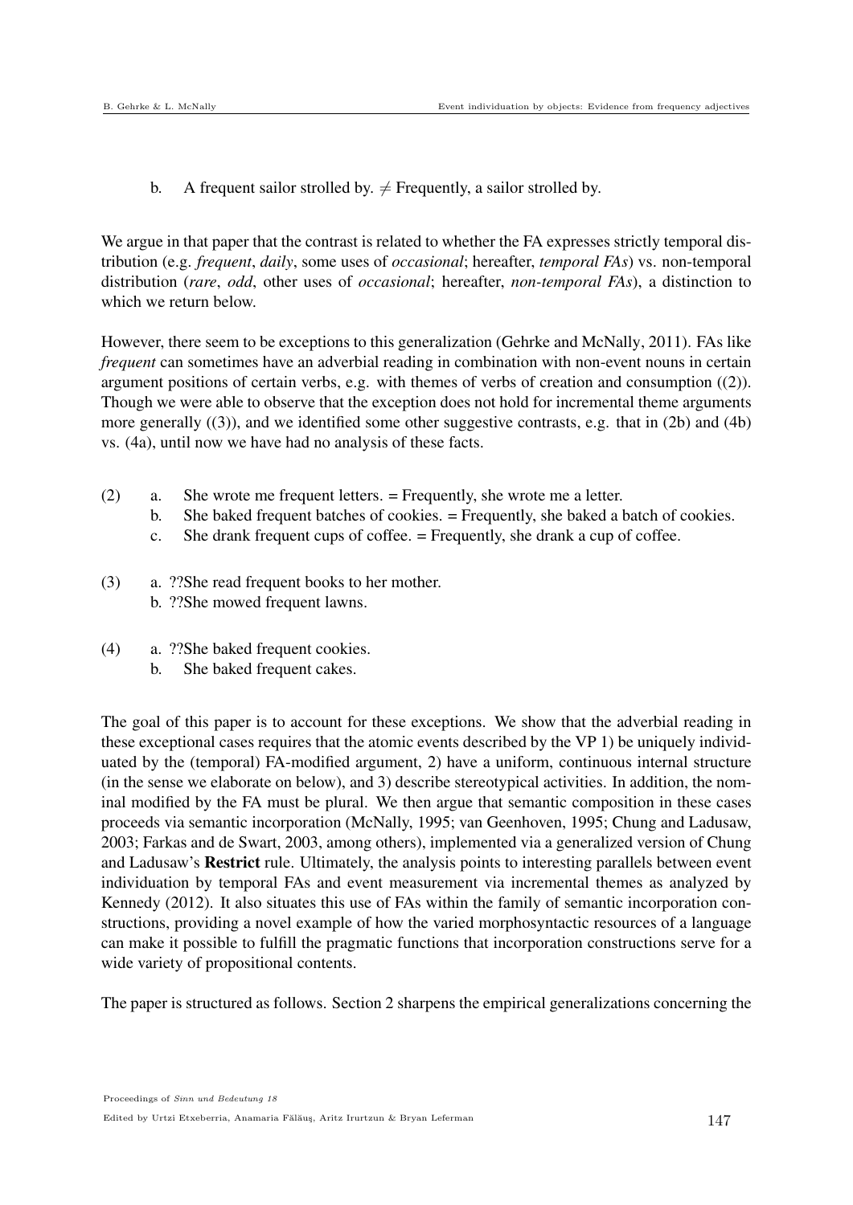b. A frequent sailor strolled by. $\neq$ Frequently, a sailor strolled by.

We argue in that paper that the contrast is related to whether the FA expresses strictly temporal distribution (e.g. *frequent*, *daily*, some uses of *occasional*; hereafter, *temporal FAs*) vs. non-temporal distribution (*rare*, *odd*, other uses of *occasional*; hereafter, *non-temporal FAs*), a distinction to which we return below.

However, there seem to be exceptions to this generalization (Gehrke and McNally, 2011). FAs like *frequent* can sometimes have an adverbial reading in combination with non-event nouns in certain argument positions of certain verbs, e.g. with themes of verbs of creation and consumption ((2)). Though we were able to observe that the exception does not hold for incremental theme arguments more generally ((3)), and we identified some other suggestive contrasts, e.g. that in (2b) and (4b) vs. (4a), until now we have had no analysis of these facts.

(2) a. She wrote me frequent letters. = Frequently, she wrote me a letter.
  b. She baked frequent batches of cookies. = Frequently, she baked a batch of cookies.
  c. She drank frequent cups of coffee. = Frequently, she drank a cup of coffee.

(3) a. ??She read frequent books to her mother.
  b. ??She mowed frequent lawns.

(4) a. ??She baked frequent cookies.
  b. She baked frequent cakes.

The goal of this paper is to account for these exceptions. We show that the adverbial reading in these exceptional cases requires that the atomic events described by the VP 1) be uniquely individuated by the (temporal) FA-modified argument, 2) have a uniform, continuous internal structure (in the sense we elaborate on below), and 3) describe stereotypical activities. In addition, the nominal modified by the FA must be plural. We then argue that semantic composition in these cases proceeds via semantic incorporation (McNally, 1995; van Geenhoven, 1995; Chung and Ladusaw, 2003; Farkas and de Swart, 2003, among others), implemented via a generalized version of Chung and Ladusaw's **Restrict** rule. Ultimately, the analysis points to interesting parallels between event individuation by temporal FAs and event measurement via incremental themes as analyzed by Kennedy (2012). It also situates this use of FAs within the family of semantic incorporation constructions, providing a novel example of how the varied morphosyntactic resources of a language can make it possible to fulfill the pragmatic functions that incorporation constructions serve for a wide variety of propositional contents.

The paper is structured as follows. Section 2 sharpens the empirical generalizations concerning the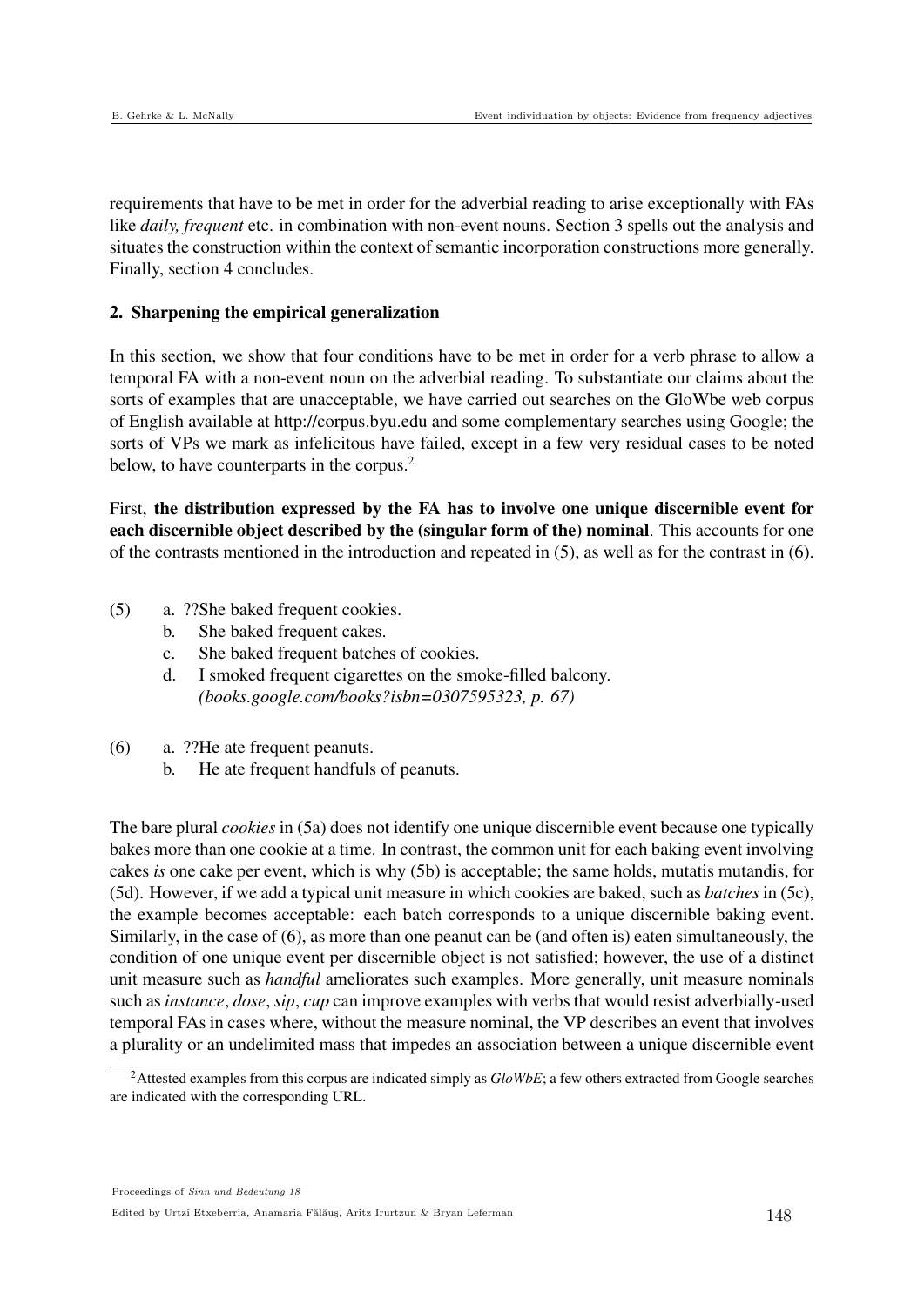requirements that have to be met in order for the adverbial reading to arise exceptionally with FAs like *daily, frequent* etc. in combination with non-event nouns. Section 3 spells out the analysis and situates the construction within the context of semantic incorporation constructions more generally. Finally, section 4 concludes.

## 2. Sharpening the empirical generalization

In this section, we show that four conditions have to be met in order for a verb phrase to allow a temporal FA with a non-event noun on the adverbial reading. To substantiate our claims about the sorts of examples that are unacceptable, we have carried out searches on the GloWbe web corpus of English available at http://corpus.byu.edu and some complementary searches using Google; the sorts of VPs we mark as infelicitous have failed, except in a few very residual cases to be noted below, to have counterparts in the corpus.[2]

First, **the distribution expressed by the FA has to involve one unique discernible event for each discernible object described by the (singular form of the) nominal**. This accounts for one of the contrasts mentioned in the introduction and repeated in (5), as well as for the contrast in (6).

(5)
 a. ??She baked frequent cookies.
 b. She baked frequent cakes.
 c. She baked frequent batches of cookies.
 d. I smoked frequent cigarettes on the smoke-filled balcony. *(books.google.com/books?isbn=0307595323, p. 67)*

(6)
 a. ??He ate frequent peanuts.
 b. He ate frequent handfuls of peanuts.

The bare plural *cookies* in (5a) does not identify one unique discernible event because one typically bakes more than one cookie at a time. In contrast, the common unit for each baking event involving cakes *is* one cake per event, which is why (5b) is acceptable; the same holds, mutatis mutandis, for (5d). However, if we add a typical unit measure in which cookies are baked, such as *batches* in (5c), the example becomes acceptable: each batch corresponds to a unique discernible baking event. Similarly, in the case of (6), as more than one peanut can be (and often is) eaten simultaneously, the condition of one unique event per discernible object is not satisfied; however, the use of a distinct unit measure such as *handful* ameliorates such examples. More generally, unit measure nominals such as *instance*, *dose*, *sip*, *cup* can improve examples with verbs that would resist adverbially-used temporal FAs in cases where, without the measure nominal, the VP describes an event that involves a plurality or an undelimited mass that impedes an association between a unique discernible event

[2] Attested examples from this corpus are indicated simply as *GloWbE*; a few others extracted from Google searches are indicated with the corresponding URL.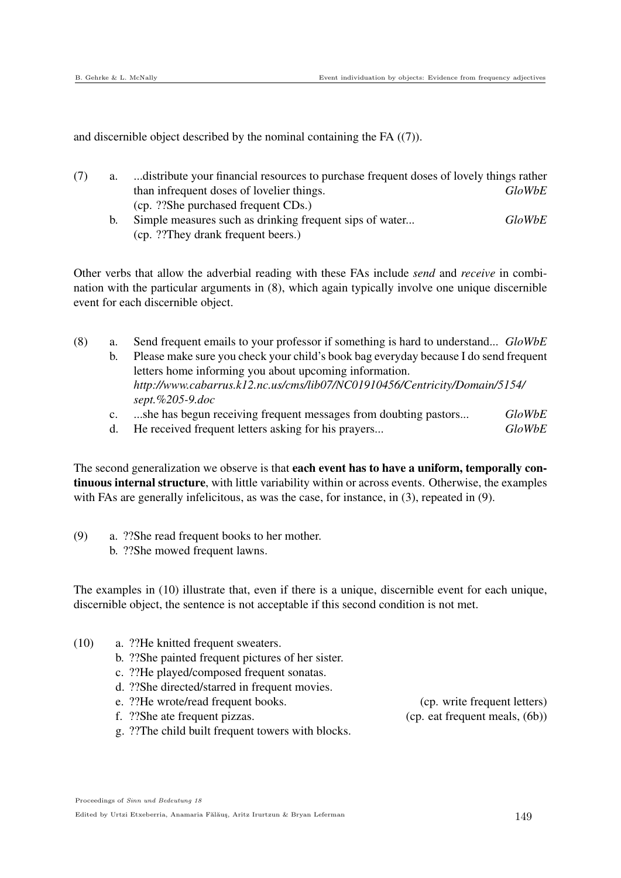and discernible object described by the nominal containing the FA ((7)).

(7) a. ...distribute your financial resources to purchase frequent doses of lovely things rather than infrequent doses of lovelier things. *GloWbE*
(cp. ??She purchased frequent CDs.)

b. Simple measures such as drinking frequent sips of water... *GloWbE*
(cp. ??They drank frequent beers.)

Other verbs that allow the adverbial reading with these FAs include *send* and *receive* in combination with the particular arguments in (8), which again typically involve one unique discernible event for each discernible object.

(8) a. Send frequent emails to your professor if something is hard to understand... *GloWbE*

b. Please make sure you check your child's book bag everyday because I do send frequent letters home informing you about upcoming information.
*http://www.cabarrus.k12.nc.us/cms/lib07/NC01910456/Centricity/Domain/5154/sept.%205-9.doc*

c. ...she has begun receiving frequent messages from doubting pastors... *GloWbE*

d. He received frequent letters asking for his prayers... *GloWbE*

The second generalization we observe is that **each event has to have a uniform, temporally continuous internal structure**, with little variability within or across events. Otherwise, the examples with FAs are generally infelicitous, as was the case, for instance, in (3), repeated in (9).

(9) a. ??She read frequent books to her mother.
b. ??She mowed frequent lawns.

The examples in (10) illustrate that, even if there is a unique, discernible event for each unique, discernible object, the sentence is not acceptable if this second condition is not met.

(10) a. ??He knitted frequent sweaters.
b. ??She painted frequent pictures of her sister.
c. ??He played/composed frequent sonatas.
d. ??She directed/starred in frequent movies.
e. ??He wrote/read frequent books. (cp. write frequent letters)
f. ??She ate frequent pizzas. (cp. eat frequent meals, (6b))
g. ??The child built frequent towers with blocks.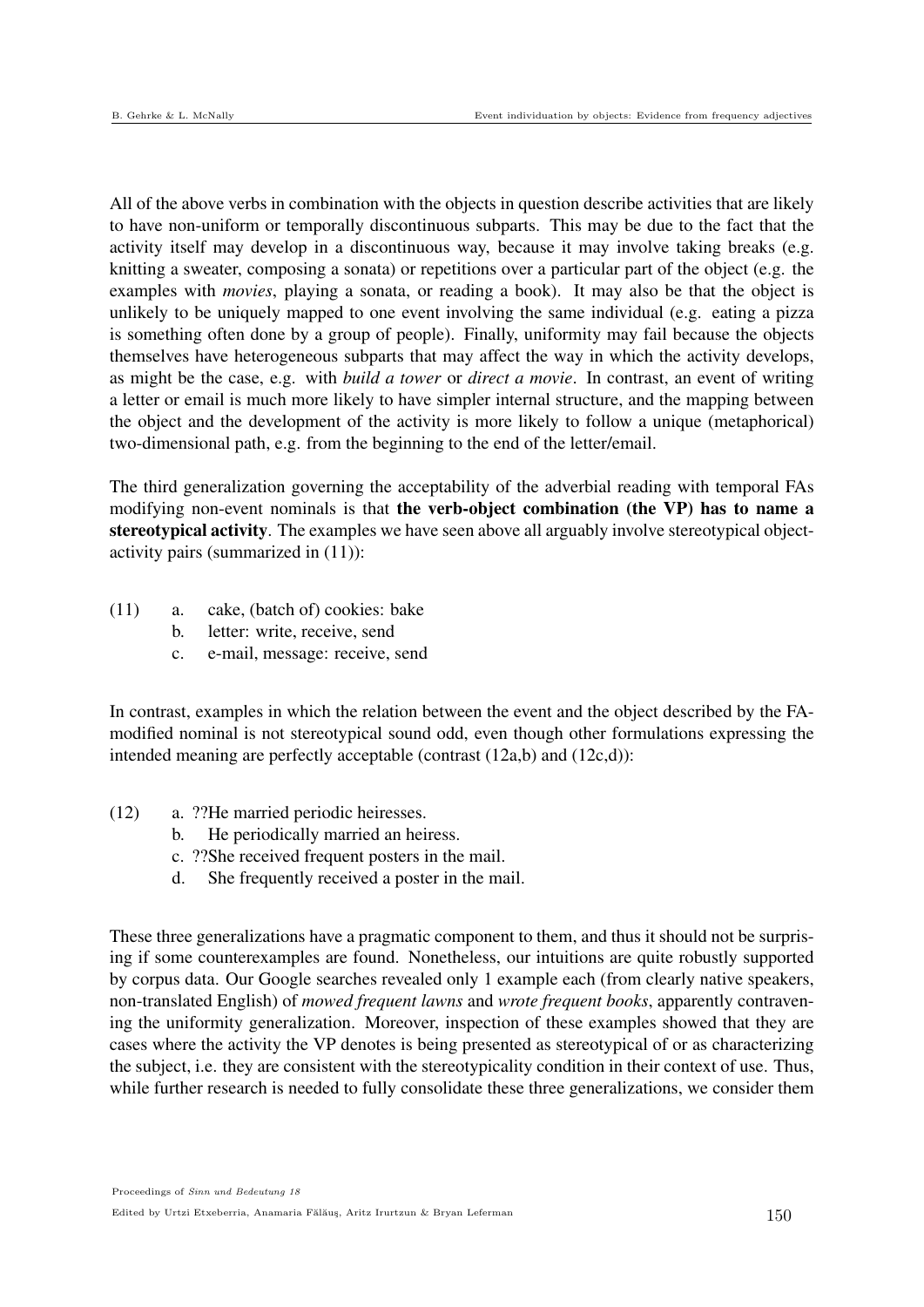All of the above verbs in combination with the objects in question describe activities that are likely to have non-uniform or temporally discontinuous subparts. This may be due to the fact that the activity itself may develop in a discontinuous way, because it may involve taking breaks (e.g. knitting a sweater, composing a sonata) or repetitions over a particular part of the object (e.g. the examples with *movies*, playing a sonata, or reading a book). It may also be that the object is unlikely to be uniquely mapped to one event involving the same individual (e.g. eating a pizza is something often done by a group of people). Finally, uniformity may fail because the objects themselves have heterogeneous subparts that may affect the way in which the activity develops, as might be the case, e.g. with *build a tower* or *direct a movie*. In contrast, an event of writing a letter or email is much more likely to have simpler internal structure, and the mapping between the object and the development of the activity is more likely to follow a unique (metaphorical) two-dimensional path, e.g. from the beginning to the end of the letter/email.

The third generalization governing the acceptability of the adverbial reading with temporal FAs modifying non-event nominals is that **the verb-object combination (the VP) has to name a stereotypical activity**. The examples we have seen above all arguably involve stereotypical object-activity pairs (summarized in (11)):

(11)
  a. cake, (batch of) cookies: bake
  b. letter: write, receive, send
  c. e-mail, message: receive, send

In contrast, examples in which the relation between the event and the object described by the FA-modified nominal is not stereotypical sound odd, even though other formulations expressing the intended meaning are perfectly acceptable (contrast (12a,b) and (12c,d)):

(12)
  a. ??He married periodic heiresses.
  b. He periodically married an heiress.
  c. ??She received frequent posters in the mail.
  d. She frequently received a poster in the mail.

These three generalizations have a pragmatic component to them, and thus it should not be surprising if some counterexamples are found. Nonetheless, our intuitions are quite robustly supported by corpus data. Our Google searches revealed only 1 example each (from clearly native speakers, non-translated English) of *mowed frequent lawns* and *wrote frequent books*, apparently contravening the uniformity generalization. Moreover, inspection of these examples showed that they are cases where the activity the VP denotes is being presented as stereotypical of or as characterizing the subject, i.e. they are consistent with the stereotypicality condition in their context of use. Thus, while further research is needed to fully consolidate these three generalizations, we consider them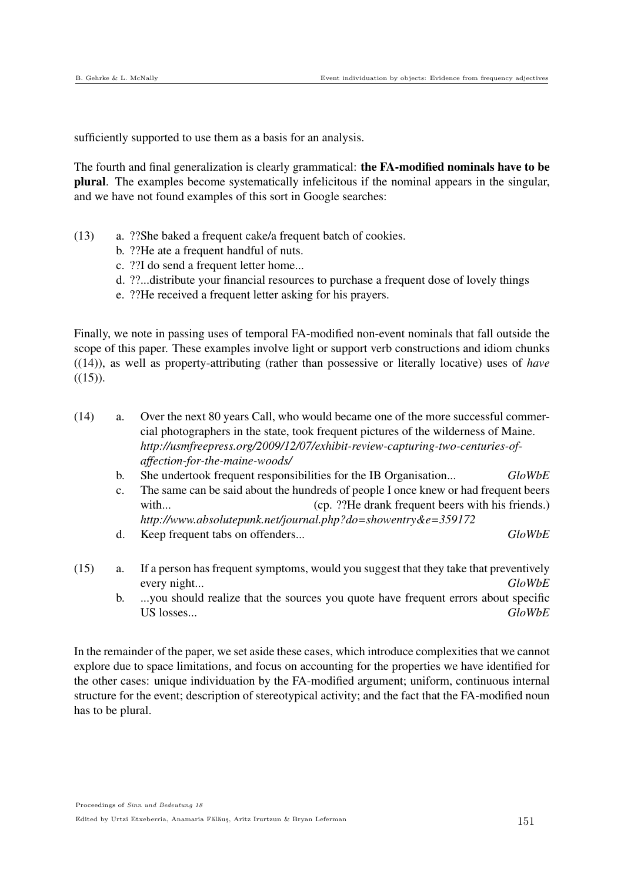sufficiently supported to use them as a basis for an analysis.

The fourth and final generalization is clearly grammatical: **the FA-modified nominals have to be plural**. The examples become systematically infelicitous if the nominal appears in the singular, and we have not found examples of this sort in Google searches:

(13)
a. ??She baked a frequent cake/a frequent batch of cookies.
b. ??He ate a frequent handful of nuts.
c. ??I do send a frequent letter home...
d. ??...distribute your financial resources to purchase a frequent dose of lovely things
e. ??He received a frequent letter asking for his prayers.

Finally, we note in passing uses of temporal FA-modified non-event nominals that fall outside the scope of this paper. These examples involve light or support verb constructions and idiom chunks ((14)), as well as property-attributing (rather than possessive or literally locative) uses of *have* ((15)).

(14)
a. Over the next 80 years Call, who would became one of the more successful commercial photographers in the state, took frequent pictures of the wilderness of Maine. *http://usmfreepress.org/2009/12/07/exhibit-review-capturing-two-centuries-of-affection-for-the-maine-woods/*
b. She undertook frequent responsibilities for the IB Organisation... *GloWbE*
c. The same can be said about the hundreds of people I once knew or had frequent beers with... (cp. ??He drank frequent beers with his friends.) *http://www.absolutepunk.net/journal.php?do=showentry&e=359172*
d. Keep frequent tabs on offenders... *GloWbE*

(15)
a. If a person has frequent symptoms, would you suggest that they take that preventively every night... *GloWbE*
b. ...you should realize that the sources you quote have frequent errors about specific US losses... *GloWbE*

In the remainder of the paper, we set aside these cases, which introduce complexities that we cannot explore due to space limitations, and focus on accounting for the properties we have identified for the other cases: unique individuation by the FA-modified argument; uniform, continuous internal structure for the event; description of stereotypical activity; and the fact that the FA-modified noun has to be plural.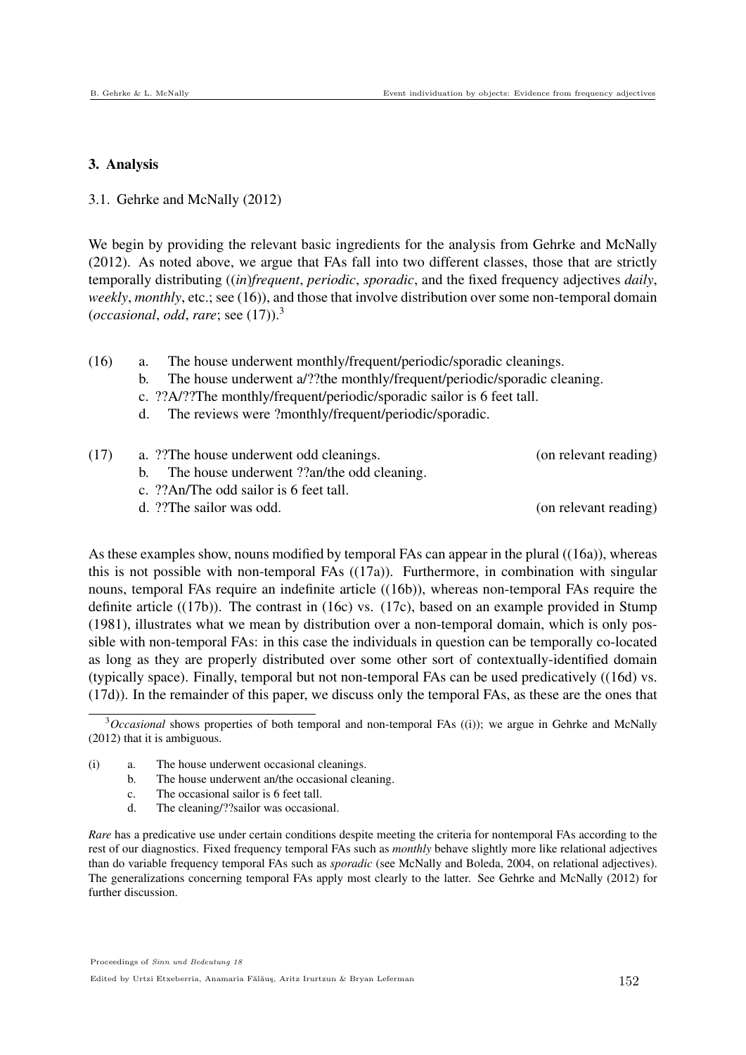## 3. Analysis

### 3.1. Gehrke and McNally (2012)

We begin by providing the relevant basic ingredients for the analysis from Gehrke and McNally (2012). As noted above, we argue that FAs fall into two different classes, those that are strictly temporally distributing ((*in*)*frequent*, *periodic*, *sporadic*, and the fixed frequency adjectives *daily*, *weekly*, *monthly*, etc.; see (16)), and those that involve distribution over some non-temporal domain (*occasional*, *odd*, *rare*; see (17)).[3]

(16)
a. The house underwent monthly/frequent/periodic/sporadic cleanings.
b. The house underwent a/??the monthly/frequent/periodic/sporadic cleaning.
c. ??A/??The monthly/frequent/periodic/sporadic sailor is 6 feet tall.
d. The reviews were ?monthly/frequent/periodic/sporadic.

(17)
a. ??The house underwent odd cleanings. (on relevant reading)
b. The house underwent ??an/the odd cleaning.
c. ??An/The odd sailor is 6 feet tall.
d. ??The sailor was odd. (on relevant reading)

As these examples show, nouns modified by temporal FAs can appear in the plural ((16a)), whereas this is not possible with non-temporal FAs ((17a)). Furthermore, in combination with singular nouns, temporal FAs require an indefinite article ((16b)), whereas non-temporal FAs require the definite article ((17b)). The contrast in (16c) vs. (17c), based on an example provided in Stump (1981), illustrates what we mean by distribution over a non-temporal domain, which is only possible with non-temporal FAs: in this case the individuals in question can be temporally co-located as long as they are properly distributed over some other sort of contextually-identified domain (typically space). Finally, temporal but not non-temporal FAs can be used predicatively ((16d) vs. (17d)). In the remainder of this paper, we discuss only the temporal FAs, as these are the ones that

---

[3] *Occasional* shows properties of both temporal and non-temporal FAs ((i)); we argue in Gehrke and McNally (2012) that it is ambiguous.

(i)
a. The house underwent occasional cleanings.
b. The house underwent an/the occasional cleaning.
c. The occasional sailor is 6 feet tall.
d. The cleaning/??sailor was occasional.

*Rare* has a predicative use under certain conditions despite meeting the criteria for nontemporal FAs according to the rest of our diagnostics. Fixed frequency temporal FAs such as *monthly* behave slightly more like relational adjectives than do variable frequency temporal FAs such as *sporadic* (see McNally and Boleda, 2004, on relational adjectives). The generalizations concerning temporal FAs apply most clearly to the latter. See Gehrke and McNally (2012) for further discussion.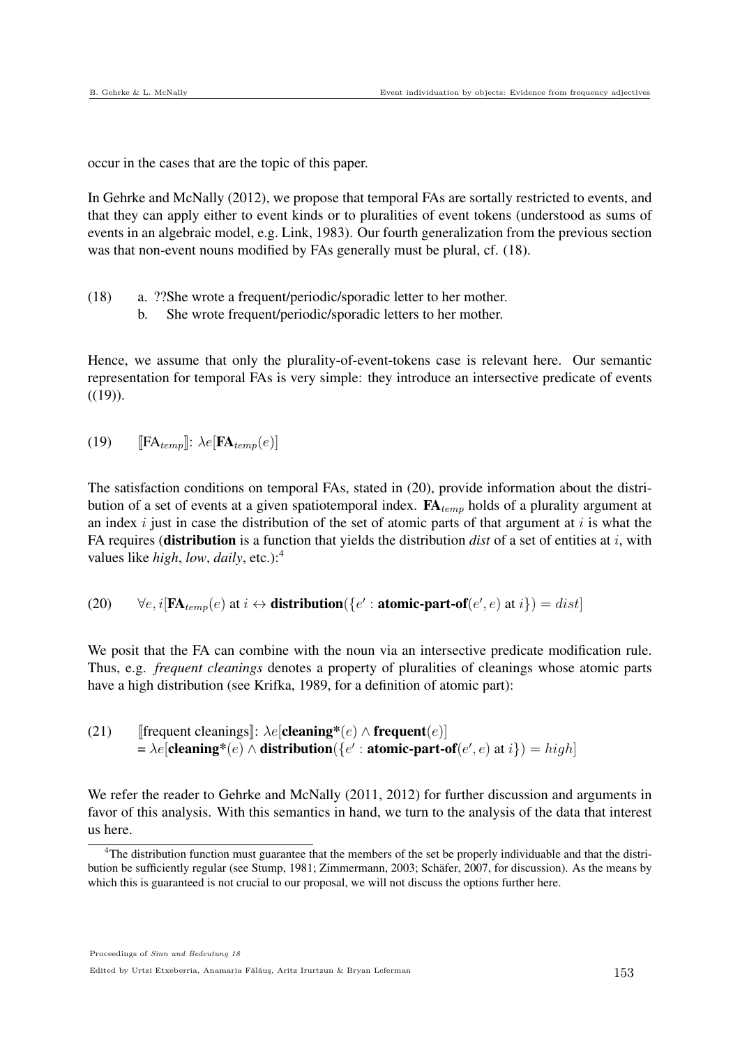occur in the cases that are the topic of this paper.

In Gehrke and McNally (2012), we propose that temporal FAs are sortally restricted to events, and that they can apply either to event kinds or to pluralities of event tokens (understood as sums of events in an algebraic model, e.g. Link, 1983). Our fourth generalization from the previous section was that non-event nouns modified by FAs generally must be plural, cf. (18).

(18) a. ??She wrote a frequent/periodic/sporadic letter to her mother.
     b. She wrote frequent/periodic/sporadic letters to her mother.

Hence, we assume that only the plurality-of-event-tokens case is relevant here. Our semantic representation for temporal FAs is very simple: they introduce an intersective predicate of events ((19)).

(19) $[\![\text{FA}_{temp}]\!]$: $\lambda e[\mathbf{FA}_{temp}(e)]$

The satisfaction conditions on temporal FAs, stated in (20), provide information about the distribution of a set of events at a given spatiotemporal index. $\mathbf{FA}_{temp}$ holds of a plurality argument at an index $i$ just in case the distribution of the set of atomic parts of that argument at $i$ is what the FA requires (**distribution** is a function that yields the distribution *dist* of a set of entities at $i$, with values like *high*, *low*, *daily*, etc.):[4]

(20) $\forall e, i[\mathbf{FA}_{temp}(e) \text{ at } i \leftrightarrow \mathbf{distribution}(\{e' : \mathbf{atomic\text{-}part\text{-}of}(e', e) \text{ at } i\}) = dist]$

We posit that the FA can combine with the noun via an intersective predicate modification rule. Thus, e.g. *frequent cleanings* denotes a property of pluralities of cleanings whose atomic parts have a high distribution (see Krifka, 1989, for a definition of atomic part):

(21) $[\![\text{frequent cleanings}]\!]$: $\lambda e[\mathbf{cleaning^*}(e) \wedge \mathbf{frequent}(e)]$
     $= \lambda e[\mathbf{cleaning^*}(e) \wedge \mathbf{distribution}(\{e' : \mathbf{atomic\text{-}part\text{-}of}(e', e) \text{ at } i\}) = high]$

We refer the reader to Gehrke and McNally (2011, 2012) for further discussion and arguments in favor of this analysis. With this semantics in hand, we turn to the analysis of the data that interest us here.

[4] The distribution function must guarantee that the members of the set be properly individuable and that the distribution be sufficiently regular (see Stump, 1981; Zimmermann, 2003; Schäfer, 2007, for discussion). As the means by which this is guaranteed is not crucial to our proposal, we will not discuss the options further here.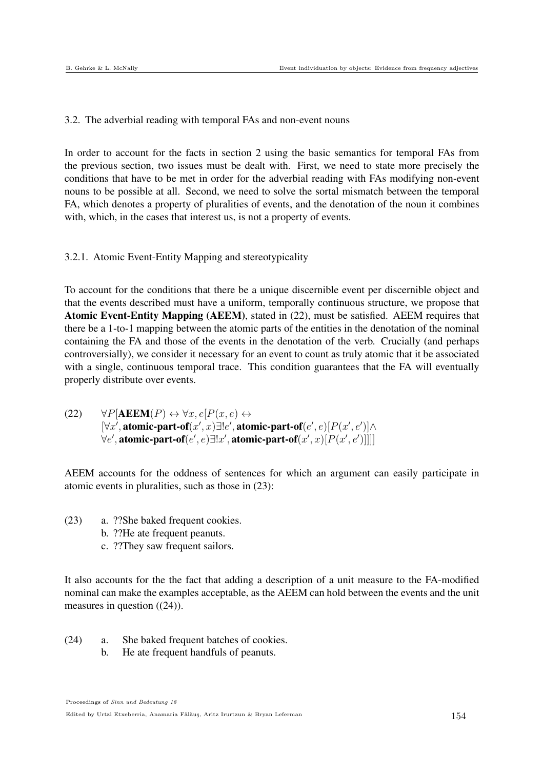### 3.2. The adverbial reading with temporal FAs and non-event nouns

In order to account for the facts in section 2 using the basic semantics for temporal FAs from the previous section, two issues must be dealt with. First, we need to state more precisely the conditions that have to be met in order for the adverbial reading with FAs modifying non-event nouns to be possible at all. Second, we need to solve the sortal mismatch between the temporal FA, which denotes a property of pluralities of events, and the denotation of the noun it combines with, which, in the cases that interest us, is not a property of events.

#### 3.2.1. Atomic Event-Entity Mapping and stereotypicality

To account for the conditions that there be a unique discernible event per discernible object and that the events described must have a uniform, temporally continuous structure, we propose that **Atomic Event-Entity Mapping (AEEM)**, stated in (22), must be satisfied. AEEM requires that there be a 1-to-1 mapping between the atomic parts of the entities in the denotation of the nominal containing the FA and those of the events in the denotation of the verb. Crucially (and perhaps controversially), we consider it necessary for an event to count as truly atomic that it be associated with a single, continuous temporal trace. This condition guarantees that the FA will eventually properly distribute over events.

(22) $$\forall P[\mathbf{AEEM}(P) \leftrightarrow \forall x, e[P(x,e) \leftrightarrow [\forall x', \mathbf{atomic\text{-}part\text{-}of}(x',x)\exists! e', \mathbf{atomic\text{-}part\text{-}of}(e',e)[P(x',e')] \wedge \forall e', \mathbf{atomic\text{-}part\text{-}of}(e',e)\exists! x', \mathbf{atomic\text{-}part\text{-}of}(x',x)[P(x',e')]]]]$$

AEEM accounts for the oddness of sentences for which an argument can easily participate in atomic events in pluralities, such as those in (23):

(23)
a. ??She baked frequent cookies.
b. ??He ate frequent peanuts.
c. ??They saw frequent sailors.

It also accounts for the the fact that adding a description of a unit measure to the FA-modified nominal can make the examples acceptable, as the AEEM can hold between the events and the unit measures in question ((24)).

(24)
a. She baked frequent batches of cookies.
b. He ate frequent handfuls of peanuts.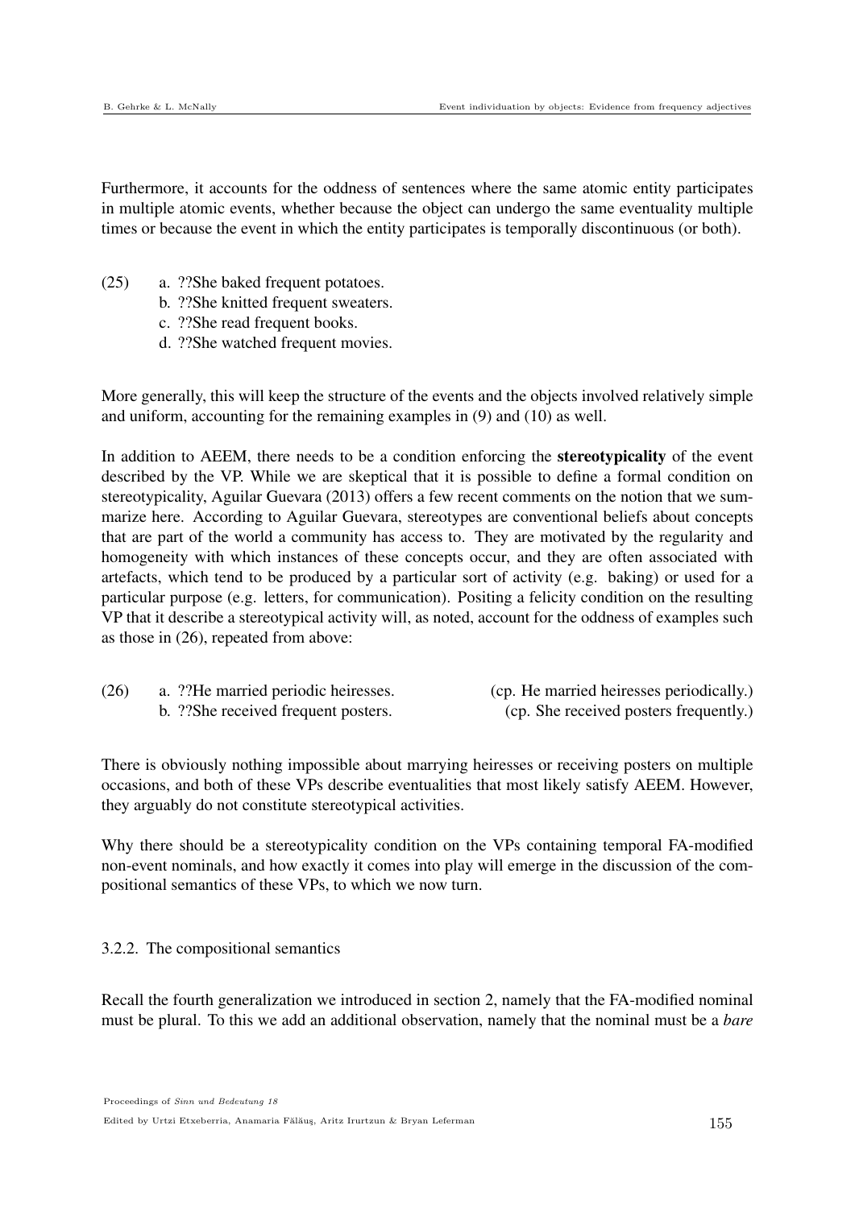Furthermore, it accounts for the oddness of sentences where the same atomic entity participates in multiple atomic events, whether because the object can undergo the same eventuality multiple times or because the event in which the entity participates is temporally discontinuous (or both).

(25)
a. ??She baked frequent potatoes.
b. ??She knitted frequent sweaters.
c. ??She read frequent books.
d. ??She watched frequent movies.

More generally, this will keep the structure of the events and the objects involved relatively simple and uniform, accounting for the remaining examples in (9) and (10) as well.

In addition to AEEM, there needs to be a condition enforcing the **stereotypicality** of the event described by the VP. While we are skeptical that it is possible to define a formal condition on stereotypicality, Aguilar Guevara (2013) offers a few recent comments on the notion that we summarize here. According to Aguilar Guevara, stereotypes are conventional beliefs about concepts that are part of the world a community has access to. They are motivated by the regularity and homogeneity with which instances of these concepts occur, and they are often associated with artefacts, which tend to be produced by a particular sort of activity (e.g. baking) or used for a particular purpose (e.g. letters, for communication). Positing a felicity condition on the resulting VP that it describe a stereotypical activity will, as noted, account for the oddness of examples such as those in (26), repeated from above:

(26)
a. ??He married periodic heiresses. (cp. He married heiresses periodically.)
b. ??She received frequent posters. (cp. She received posters frequently.)

There is obviously nothing impossible about marrying heiresses or receiving posters on multiple occasions, and both of these VPs describe eventualities that most likely satisfy AEEM. However, they arguably do not constitute stereotypical activities.

Why there should be a stereotypicality condition on the VPs containing temporal FA-modified non-event nominals, and how exactly it comes into play will emerge in the discussion of the compositional semantics of these VPs, to which we now turn.

### 3.2.2. The compositional semantics

Recall the fourth generalization we introduced in section 2, namely that the FA-modified nominal must be plural. To this we add an additional observation, namely that the nominal must be a *bare*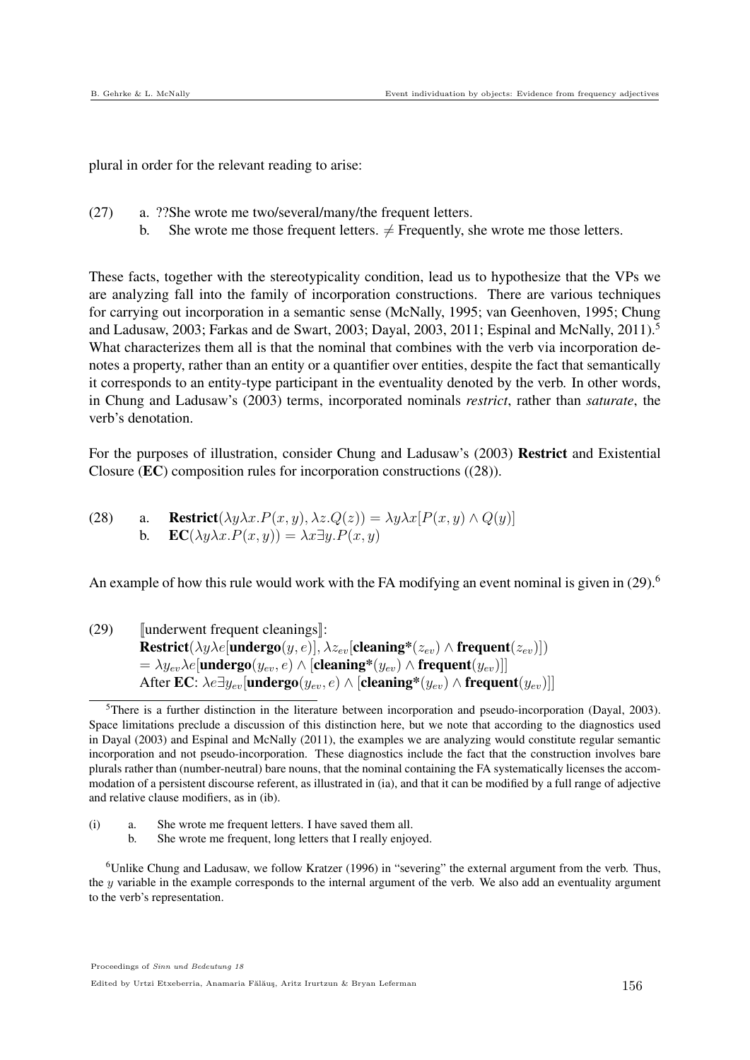plural in order for the relevant reading to arise:

(27) a. ??She wrote me two/several/many/the frequent letters.
  b. She wrote me those frequent letters. $\neq$ Frequently, she wrote me those letters.

These facts, together with the stereotypicality condition, lead us to hypothesize that the VPs we are analyzing fall into the family of incorporation constructions. There are various techniques for carrying out incorporation in a semantic sense (McNally, 1995; van Geenhoven, 1995; Chung and Ladusaw, 2003; Farkas and de Swart, 2003; Dayal, 2003, 2011; Espinal and McNally, 2011).[5] What characterizes them all is that the nominal that combines with the verb via incorporation denotes a property, rather than an entity or a quantifier over entities, despite the fact that semantically it corresponds to an entity-type participant in the eventuality denoted by the verb. In other words, in Chung and Ladusaw's (2003) terms, incorporated nominals *restrict*, rather than *saturate*, the verb's denotation.

For the purposes of illustration, consider Chung and Ladusaw's (2003) **Restrict** and Existential Closure (**EC**) composition rules for incorporation constructions ((28)).

(28) a. $\textbf{Restrict}(\lambda y \lambda x.P(x,y), \lambda z.Q(z)) = \lambda y \lambda x[P(x,y) \wedge Q(y)]$
  b. $\textbf{EC}(\lambda y \lambda x.P(x,y)) = \lambda x \exists y.P(x,y)$

An example of how this rule would work with the FA modifying an event nominal is given in (29).[6]

(29) $[\![$underwent frequent cleanings$]\!]$:
  $\textbf{Restrict}(\lambda y \lambda e[\textbf{undergo}(y,e)], \lambda z_{ev}[\textbf{cleaning*}(z_{ev}) \wedge \textbf{frequent}(z_{ev})])$
  $= \lambda y_{ev} \lambda e[\textbf{undergo}(y_{ev}, e) \wedge [\textbf{cleaning*}(y_{ev}) \wedge \textbf{frequent}(y_{ev})]]$
  After **EC**: $\lambda e \exists y_{ev}[\textbf{undergo}(y_{ev}, e) \wedge [\textbf{cleaning*}(y_{ev}) \wedge \textbf{frequent}(y_{ev})]]$

---

[5] There is a further distinction in the literature between incorporation and pseudo-incorporation (Dayal, 2003). Space limitations preclude a discussion of this distinction here, but we note that according to the diagnostics used in Dayal (2003) and Espinal and McNally (2011), the examples we are analyzing would constitute regular semantic incorporation and not pseudo-incorporation. These diagnostics include the fact that the construction involves bare plurals rather than (number-neutral) bare nouns, that the nominal containing the FA systematically licenses the accommodation of a persistent discourse referent, as illustrated in (ia), and that it can be modified by a full range of adjective and relative clause modifiers, as in (ib).

(i) a. She wrote me frequent letters. I have saved them all.
  b. She wrote me frequent, long letters that I really enjoyed.

[6] Unlike Chung and Ladusaw, we follow Kratzer (1996) in "severing" the external argument from the verb. Thus, the $y$ variable in the example corresponds to the internal argument of the verb. We also add an eventuality argument to the verb's representation.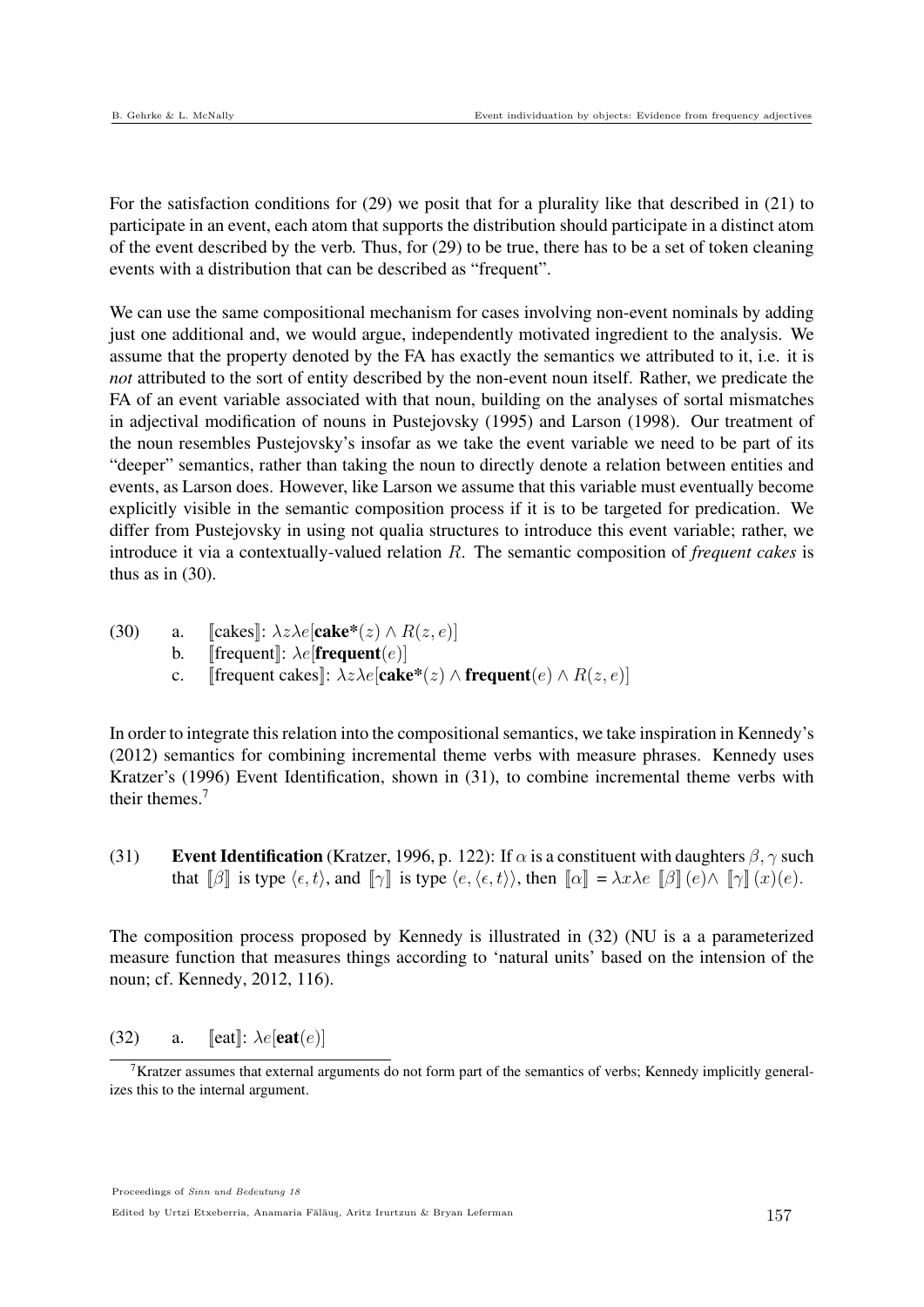For the satisfaction conditions for (29) we posit that for a plurality like that described in (21) to participate in an event, each atom that supports the distribution should participate in a distinct atom of the event described by the verb. Thus, for (29) to be true, there has to be a set of token cleaning events with a distribution that can be described as "frequent".

We can use the same compositional mechanism for cases involving non-event nominals by adding just one additional and, we would argue, independently motivated ingredient to the analysis. We assume that the property denoted by the FA has exactly the semantics we attributed to it, i.e. it is *not* attributed to the sort of entity described by the non-event noun itself. Rather, we predicate the FA of an event variable associated with that noun, building on the analyses of sortal mismatches in adjectival modification of nouns in Pustejovsky (1995) and Larson (1998). Our treatment of the noun resembles Pustejovsky's insofar as we take the event variable we need to be part of its "deeper" semantics, rather than taking the noun to directly denote a relation between entities and events, as Larson does. However, like Larson we assume that this variable must eventually become explicitly visible in the semantic composition process if it is to be targeted for predication. We differ from Pustejovsky in using not qualia structures to introduce this event variable; rather, we introduce it via a contextually-valued relation $R$. The semantic composition of *frequent cakes* is thus as in (30).

(30)
a. $[\![\text{cakes}]\!]$: $\lambda z \lambda e[\textbf{cake*}(z) \wedge R(z, e)]$
b. $[\![\text{frequent}]\!]$: $\lambda e[\textbf{frequent}(e)]$
c. $[\![\text{frequent cakes}]\!]$: $\lambda z \lambda e[\textbf{cake*}(z) \wedge \textbf{frequent}(e) \wedge R(z, e)]$

In order to integrate this relation into the compositional semantics, we take inspiration in Kennedy's (2012) semantics for combining incremental theme verbs with measure phrases. Kennedy uses Kratzer's (1996) Event Identification, shown in (31), to combine incremental theme verbs with their themes.[7]

(31) **Event Identification** (Kratzer, 1996, p. 122): If $\alpha$ is a constituent with daughters $\beta, \gamma$ such that $[\![\beta]\!]$ is type $\langle \epsilon, t \rangle$, and $[\![\gamma]\!]$ is type $\langle e, \langle \epsilon, t \rangle \rangle$, then $[\![\alpha]\!] = \lambda x \lambda e \; [\![\beta]\!](e) \wedge \; [\![\gamma]\!](x)(e)$.

The composition process proposed by Kennedy is illustrated in (32) (NU is a a parameterized measure function that measures things according to 'natural units' based on the intension of the noun; cf. Kennedy, 2012, 116).

(32) a. $[\![\text{eat}]\!]$: $\lambda e[\textbf{eat}(e)]$

[7] Kratzer assumes that external arguments do not form part of the semantics of verbs; Kennedy implicitly generalizes this to the internal argument.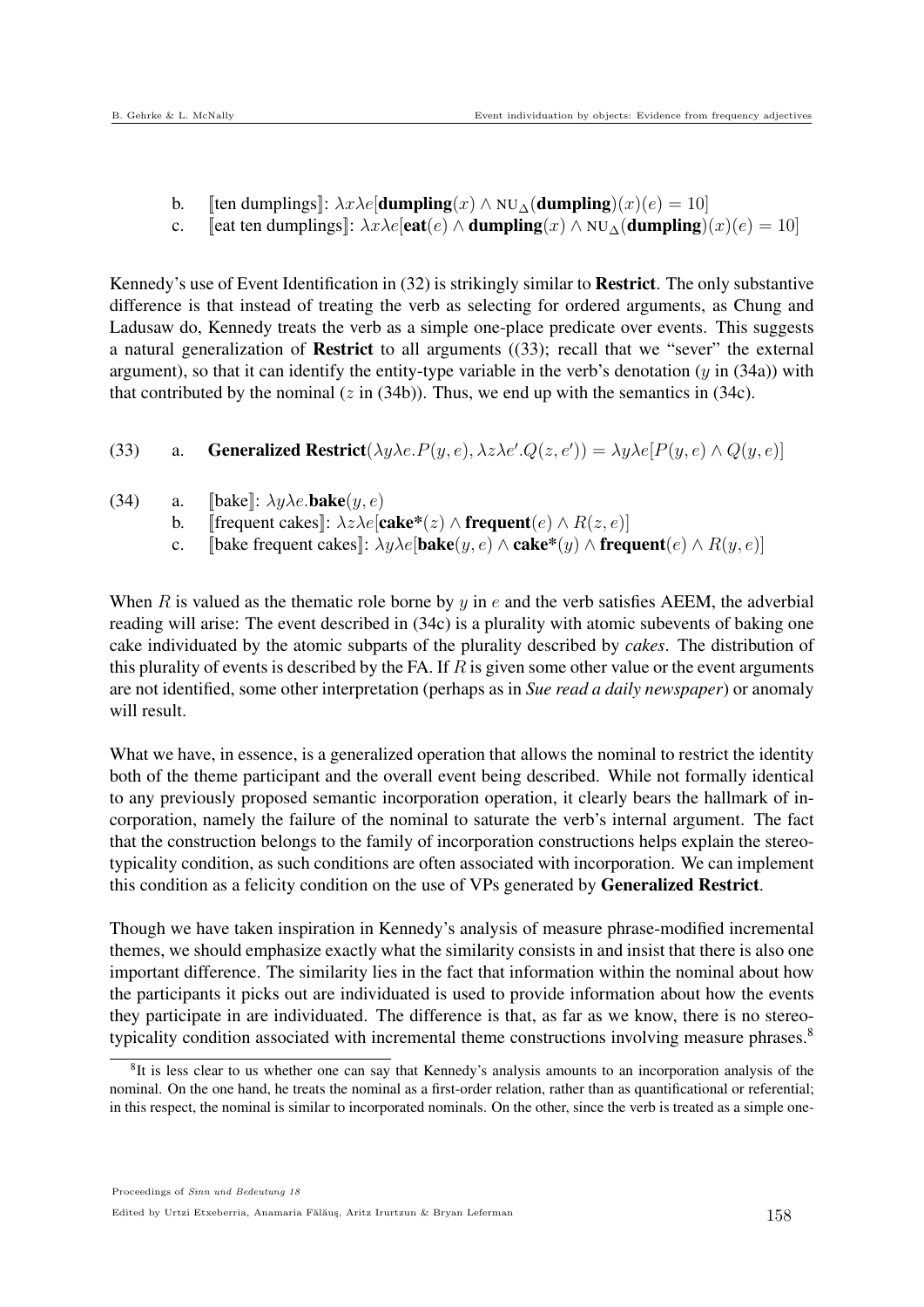b. $[\![\text{ten dumplings}]\!]$: $\lambda x\lambda e[\textbf{dumpling}(x) \wedge \text{NU}_{\Delta}(\textbf{dumpling})(x)(e) = 10]$

c. $[\![\text{eat ten dumplings}]\!]$: $\lambda x\lambda e[\textbf{eat}(e) \wedge \textbf{dumpling}(x) \wedge \text{NU}_{\Delta}(\textbf{dumpling})(x)(e) = 10]$

Kennedy's use of Event Identification in (32) is strikingly similar to **Restrict**. The only substantive difference is that instead of treating the verb as selecting for ordered arguments, as Chung and Ladusaw do, Kennedy treats the verb as a simple one-place predicate over events. This suggests a natural generalization of **Restrict** to all arguments ((33); recall that we "sever" the external argument), so that it can identify the entity-type variable in the verb's denotation ($y$ in (34a)) with that contributed by the nominal ($z$ in (34b)). Thus, we end up with the semantics in (34c).

(33) a. **Generalized Restrict**$(\lambda y\lambda e.P(y,e), \lambda z\lambda e'.Q(z,e')) = \lambda y\lambda e[P(y,e) \wedge Q(y,e)]$

(34) a. $[\![\text{bake}]\!]$: $\lambda y\lambda e.\textbf{bake}(y,e)$

b. $[\![\text{frequent cakes}]\!]$: $\lambda z\lambda e[\textbf{cake*}(z) \wedge \textbf{frequent}(e) \wedge R(z,e)]$

c. $[\![\text{bake frequent cakes}]\!]$: $\lambda y\lambda e[\textbf{bake}(y,e) \wedge \textbf{cake*}(y) \wedge \textbf{frequent}(e) \wedge R(y,e)]$

When $R$ is valued as the thematic role borne by $y$ in $e$ and the verb satisfies AEEM, the adverbial reading will arise: The event described in (34c) is a plurality with atomic subevents of baking one cake individuated by the atomic subparts of the plurality described by *cakes*. The distribution of this plurality of events is described by the FA. If $R$ is given some other value or the event arguments are not identified, some other interpretation (perhaps as in *Sue read a daily newspaper*) or anomaly will result.

What we have, in essence, is a generalized operation that allows the nominal to restrict the identity both of the theme participant and the overall event being described. While not formally identical to any previously proposed semantic incorporation operation, it clearly bears the hallmark of incorporation, namely the failure of the nominal to saturate the verb's internal argument. The fact that the construction belongs to the family of incorporation constructions helps explain the stereotypicality condition, as such conditions are often associated with incorporation. We can implement this condition as a felicity condition on the use of VPs generated by **Generalized Restrict**.

Though we have taken inspiration in Kennedy's analysis of measure phrase-modified incremental themes, we should emphasize exactly what the similarity consists in and insist that there is also one important difference. The similarity lies in the fact that information within the nominal about how the participants it picks out are individuated is used to provide information about how the events they participate in are individuated. The difference is that, as far as we know, there is no stereotypicality condition associated with incremental theme constructions involving measure phrases.[8]

[8] It is less clear to us whether one can say that Kennedy's analysis amounts to an incorporation analysis of the nominal. On the one hand, he treats the nominal as a first-order relation, rather than as quantificational or referential; in this respect, the nominal is similar to incorporated nominals. On the other, since the verb is treated as a simple one-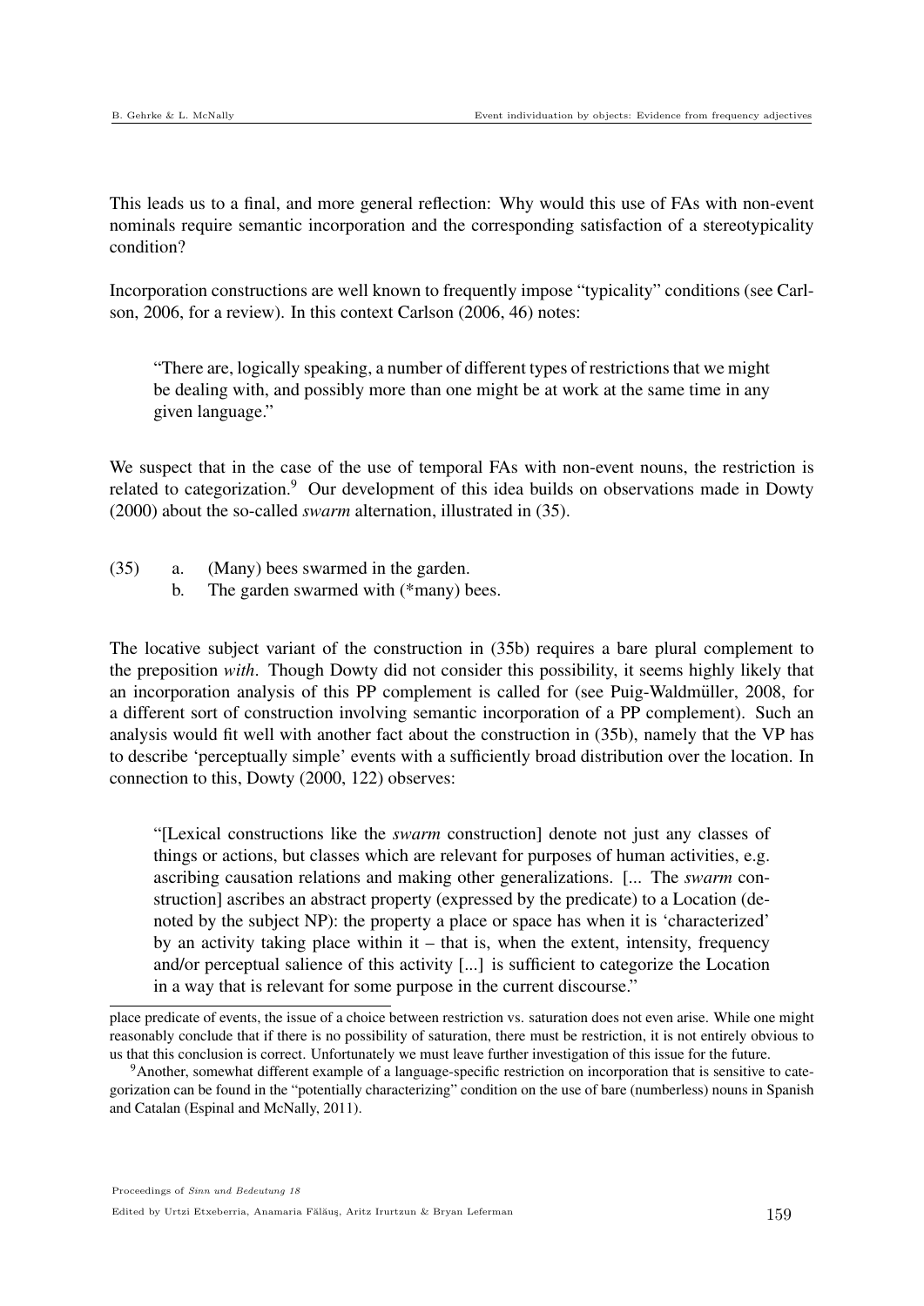This leads us to a final, and more general reflection: Why would this use of FAs with non-event nominals require semantic incorporation and the corresponding satisfaction of a stereotypicality condition?

Incorporation constructions are well known to frequently impose "typicality" conditions (see Carlson, 2006, for a review). In this context Carlson (2006, 46) notes:

> "There are, logically speaking, a number of different types of restrictions that we might be dealing with, and possibly more than one might be at work at the same time in any given language."

We suspect that in the case of the use of temporal FAs with non-event nouns, the restriction is related to categorization.[9] Our development of this idea builds on observations made in Dowty (2000) about the so-called *swarm* alternation, illustrated in (35).

(35) a. (Many) bees swarmed in the garden.
 b. The garden swarmed with (*many) bees.

The locative subject variant of the construction in (35b) requires a bare plural complement to the preposition *with*. Though Dowty did not consider this possibility, it seems highly likely that an incorporation analysis of this PP complement is called for (see Puig-Waldmüller, 2008, for a different sort of construction involving semantic incorporation of a PP complement). Such an analysis would fit well with another fact about the construction in (35b), namely that the VP has to describe 'perceptually simple' events with a sufficiently broad distribution over the location. In connection to this, Dowty (2000, 122) observes:

> "[Lexical constructions like the *swarm* construction] denote not just any classes of things or actions, but classes which are relevant for purposes of human activities, e.g. ascribing causation relations and making other generalizations. [... The *swarm* construction] ascribes an abstract property (expressed by the predicate) to a Location (denoted by the subject NP): the property a place or space has when it is 'characterized' by an activity taking place within it – that is, when the extent, intensity, frequency and/or perceptual salience of this activity [...] is sufficient to categorize the Location in a way that is relevant for some purpose in the current discourse."

---

place predicate of events, the issue of a choice between restriction vs. saturation does not even arise. While one might reasonably conclude that if there is no possibility of saturation, there must be restriction, it is not entirely obvious to us that this conclusion is correct. Unfortunately we must leave further investigation of this issue for the future.

[9] Another, somewhat different example of a language-specific restriction on incorporation that is sensitive to categorization can be found in the "potentially characterizing" condition on the use of bare (numberless) nouns in Spanish and Catalan (Espinal and McNally, 2011).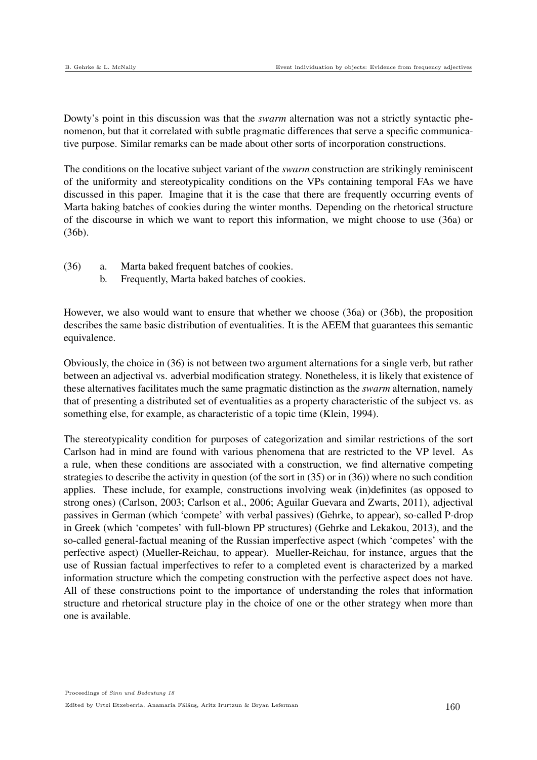Dowty's point in this discussion was that the *swarm* alternation was not a strictly syntactic phenomenon, but that it correlated with subtle pragmatic differences that serve a specific communicative purpose. Similar remarks can be made about other sorts of incorporation constructions.

The conditions on the locative subject variant of the *swarm* construction are strikingly reminiscent of the uniformity and stereotypicality conditions on the VPs containing temporal FAs we have discussed in this paper. Imagine that it is the case that there are frequently occurring events of Marta baking batches of cookies during the winter months. Depending on the rhetorical structure of the discourse in which we want to report this information, we might choose to use (36a) or (36b).

(36) a. Marta baked frequent batches of cookies.
     b. Frequently, Marta baked batches of cookies.

However, we also would want to ensure that whether we choose (36a) or (36b), the proposition describes the same basic distribution of eventualities. It is the AEEM that guarantees this semantic equivalence.

Obviously, the choice in (36) is not between two argument alternations for a single verb, but rather between an adjectival vs. adverbial modification strategy. Nonetheless, it is likely that existence of these alternatives facilitates much the same pragmatic distinction as the *swarm* alternation, namely that of presenting a distributed set of eventualities as a property characteristic of the subject vs. as something else, for example, as characteristic of a topic time (Klein, 1994).

The stereotypicality condition for purposes of categorization and similar restrictions of the sort Carlson had in mind are found with various phenomena that are restricted to the VP level. As a rule, when these conditions are associated with a construction, we find alternative competing strategies to describe the activity in question (of the sort in (35) or in (36)) where no such condition applies. These include, for example, constructions involving weak (in)definites (as opposed to strong ones) (Carlson, 2003; Carlson et al., 2006; Aguilar Guevara and Zwarts, 2011), adjectival passives in German (which 'compete' with verbal passives) (Gehrke, to appear), so-called P-drop in Greek (which 'competes' with full-blown PP structures) (Gehrke and Lekakou, 2013), and the so-called general-factual meaning of the Russian imperfective aspect (which 'competes' with the perfective aspect) (Mueller-Reichau, to appear). Mueller-Reichau, for instance, argues that the use of Russian factual imperfectives to refer to a completed event is characterized by a marked information structure which the competing construction with the perfective aspect does not have. All of these constructions point to the importance of understanding the roles that information structure and rhetorical structure play in the choice of one or the other strategy when more than one is available.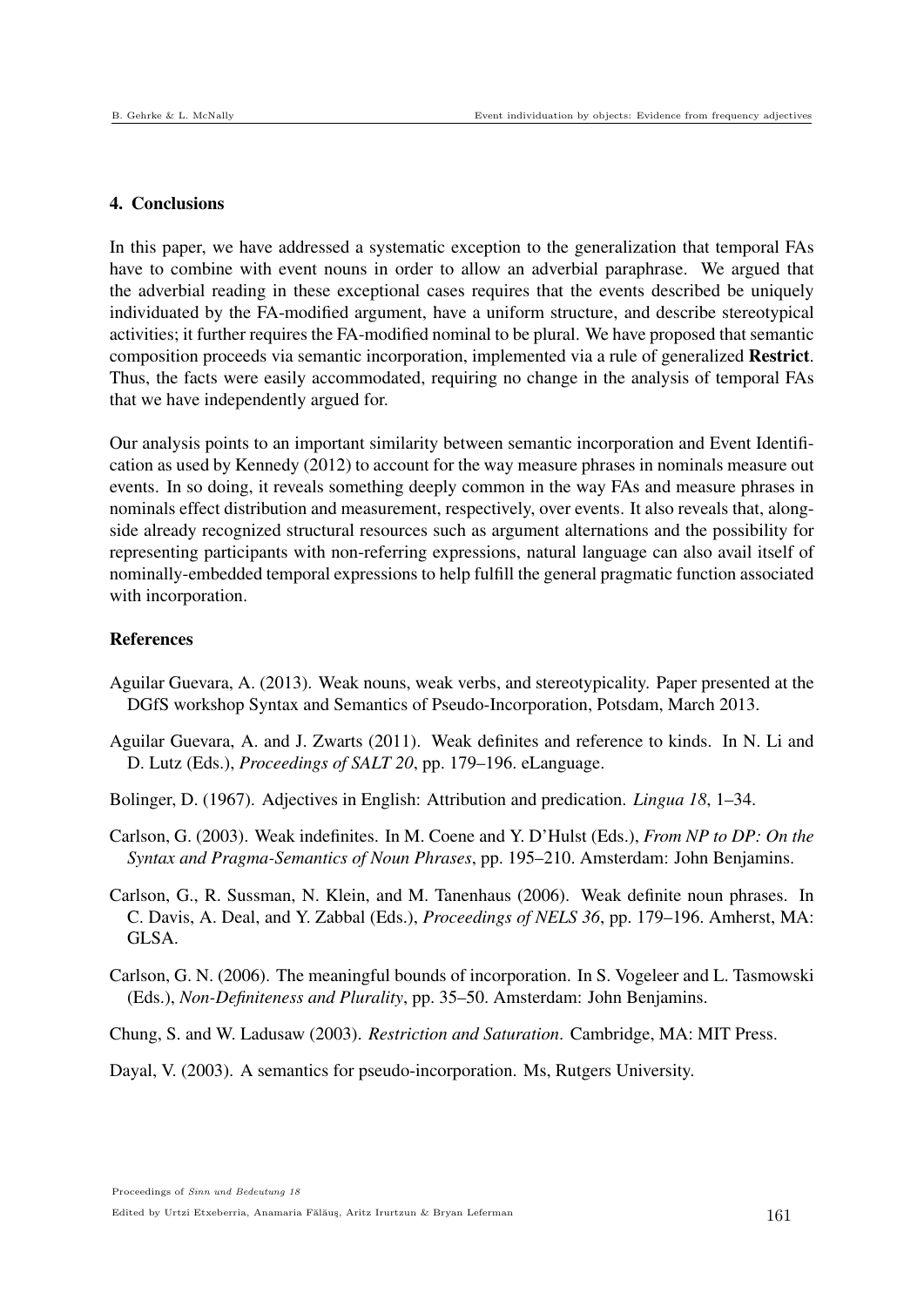## 4. Conclusions

In this paper, we have addressed a systematic exception to the generalization that temporal FAs have to combine with event nouns in order to allow an adverbial paraphrase. We argued that the adverbial reading in these exceptional cases requires that the events described be uniquely individuated by the FA-modified argument, have a uniform structure, and describe stereotypical activities; it further requires the FA-modified nominal to be plural. We have proposed that semantic composition proceeds via semantic incorporation, implemented via a rule of generalized **Restrict**. Thus, the facts were easily accommodated, requiring no change in the analysis of temporal FAs that we have independently argued for.

Our analysis points to an important similarity between semantic incorporation and Event Identification as used by Kennedy (2012) to account for the way measure phrases in nominals measure out events. In so doing, it reveals something deeply common in the way FAs and measure phrases in nominals effect distribution and measurement, respectively, over events. It also reveals that, alongside already recognized structural resources such as argument alternations and the possibility for representing participants with non-referring expressions, natural language can also avail itself of nominally-embedded temporal expressions to help fulfill the general pragmatic function associated with incorporation.

## References

Aguilar Guevara, A. (2013). Weak nouns, weak verbs, and stereotypicality. Paper presented at the DGfS workshop Syntax and Semantics of Pseudo-Incorporation, Potsdam, March 2013.

Aguilar Guevara, A. and J. Zwarts (2011). Weak definites and reference to kinds. In N. Li and D. Lutz (Eds.), *Proceedings of SALT 20*, pp. 179–196. eLanguage.

Bolinger, D. (1967). Adjectives in English: Attribution and predication. *Lingua 18*, 1–34.

Carlson, G. (2003). Weak indefinites. In M. Coene and Y. D'Hulst (Eds.), *From NP to DP: On the Syntax and Pragma-Semantics of Noun Phrases*, pp. 195–210. Amsterdam: John Benjamins.

Carlson, G., R. Sussman, N. Klein, and M. Tanenhaus (2006). Weak definite noun phrases. In C. Davis, A. Deal, and Y. Zabbal (Eds.), *Proceedings of NELS 36*, pp. 179–196. Amherst, MA: GLSA.

Carlson, G. N. (2006). The meaningful bounds of incorporation. In S. Vogeleer and L. Tasmowski (Eds.), *Non-Definiteness and Plurality*, pp. 35–50. Amsterdam: John Benjamins.

Chung, S. and W. Ladusaw (2003). *Restriction and Saturation*. Cambridge, MA: MIT Press.

Dayal, V. (2003). A semantics for pseudo-incorporation. Ms, Rutgers University.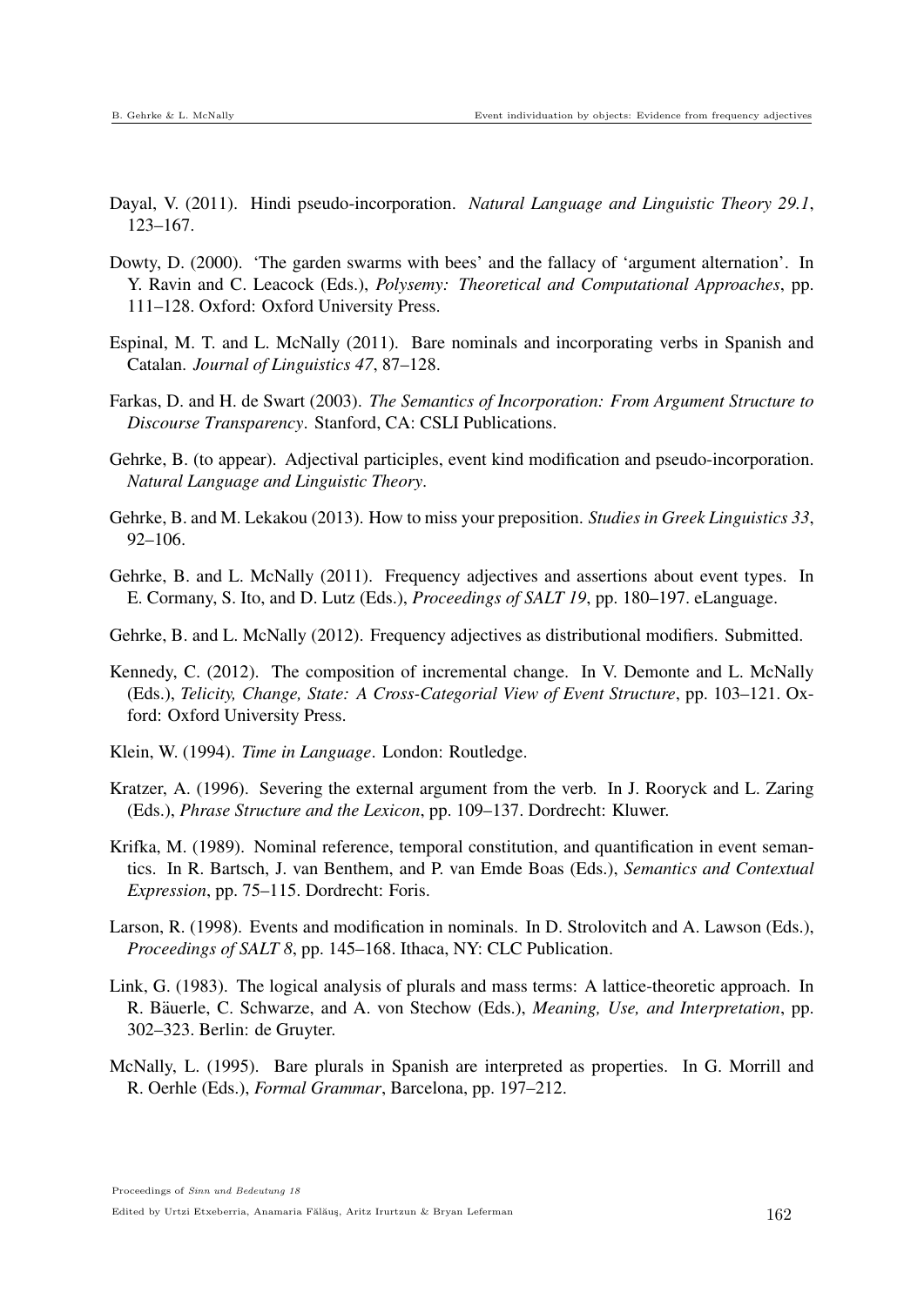Dayal, V. (2011). Hindi pseudo-incorporation. *Natural Language and Linguistic Theory 29.1*, 123–167.

Dowty, D. (2000). 'The garden swarms with bees' and the fallacy of 'argument alternation'. In Y. Ravin and C. Leacock (Eds.), *Polysemy: Theoretical and Computational Approaches*, pp. 111–128. Oxford: Oxford University Press.

Espinal, M. T. and L. McNally (2011). Bare nominals and incorporating verbs in Spanish and Catalan. *Journal of Linguistics 47*, 87–128.

Farkas, D. and H. de Swart (2003). *The Semantics of Incorporation: From Argument Structure to Discourse Transparency*. Stanford, CA: CSLI Publications.

Gehrke, B. (to appear). Adjectival participles, event kind modification and pseudo-incorporation. *Natural Language and Linguistic Theory*.

Gehrke, B. and M. Lekakou (2013). How to miss your preposition. *Studies in Greek Linguistics 33*, 92–106.

Gehrke, B. and L. McNally (2011). Frequency adjectives and assertions about event types. In E. Cormany, S. Ito, and D. Lutz (Eds.), *Proceedings of SALT 19*, pp. 180–197. eLanguage.

Gehrke, B. and L. McNally (2012). Frequency adjectives as distributional modifiers. Submitted.

Kennedy, C. (2012). The composition of incremental change. In V. Demonte and L. McNally (Eds.), *Telicity, Change, State: A Cross-Categorial View of Event Structure*, pp. 103–121. Oxford: Oxford University Press.

Klein, W. (1994). *Time in Language*. London: Routledge.

Kratzer, A. (1996). Severing the external argument from the verb. In J. Rooryck and L. Zaring (Eds.), *Phrase Structure and the Lexicon*, pp. 109–137. Dordrecht: Kluwer.

Krifka, M. (1989). Nominal reference, temporal constitution, and quantification in event semantics. In R. Bartsch, J. van Benthem, and P. van Emde Boas (Eds.), *Semantics and Contextual Expression*, pp. 75–115. Dordrecht: Foris.

Larson, R. (1998). Events and modification in nominals. In D. Strolovitch and A. Lawson (Eds.), *Proceedings of SALT 8*, pp. 145–168. Ithaca, NY: CLC Publication.

Link, G. (1983). The logical analysis of plurals and mass terms: A lattice-theoretic approach. In R. Bäuerle, C. Schwarze, and A. von Stechow (Eds.), *Meaning, Use, and Interpretation*, pp. 302–323. Berlin: de Gruyter.

McNally, L. (1995). Bare plurals in Spanish are interpreted as properties. In G. Morrill and R. Oerhle (Eds.), *Formal Grammar*, Barcelona, pp. 197–212.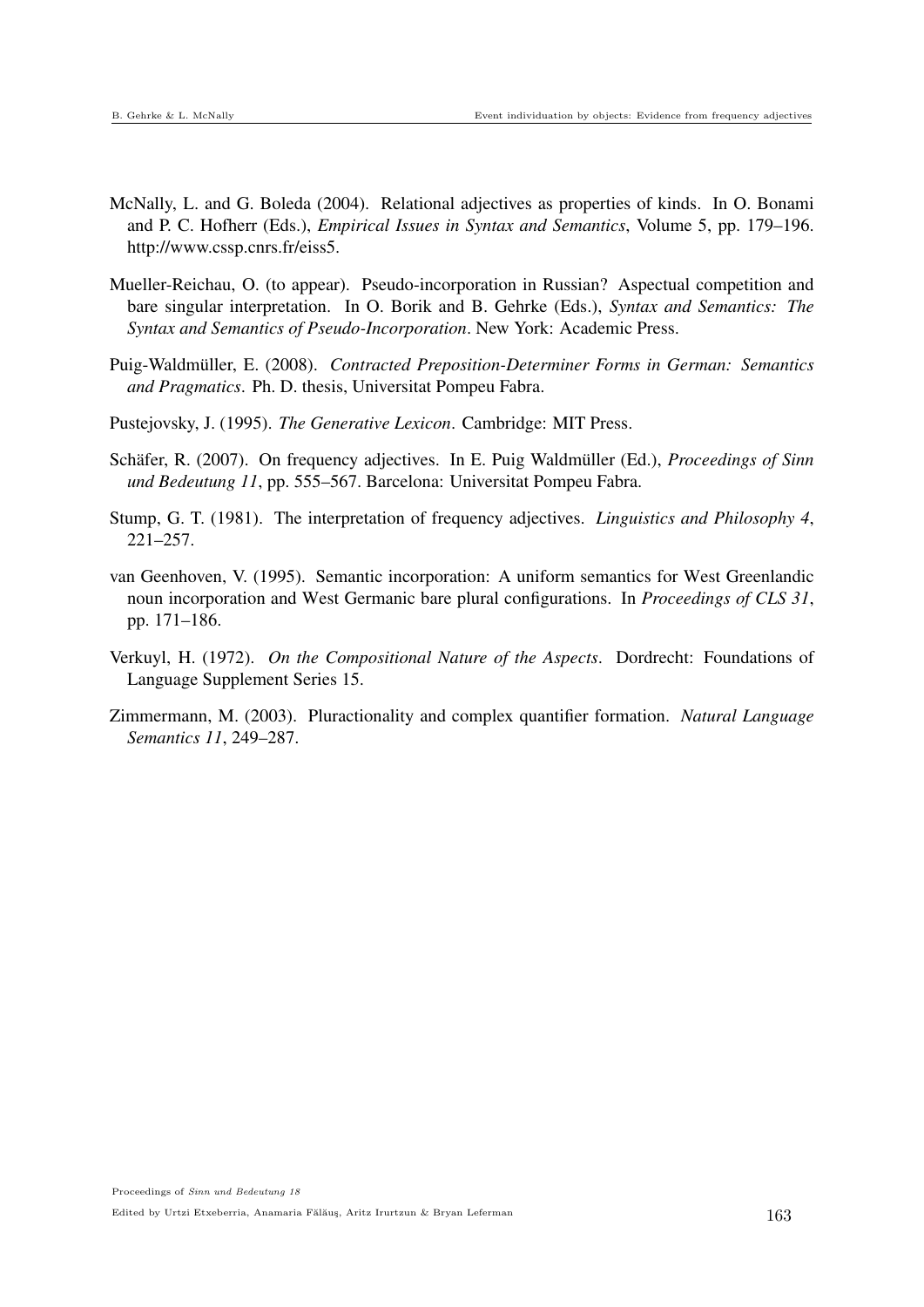McNally, L. and G. Boleda (2004). Relational adjectives as properties of kinds. In O. Bonami and P. C. Hofherr (Eds.), *Empirical Issues in Syntax and Semantics*, Volume 5, pp. 179–196. http://www.cssp.cnrs.fr/eiss5.

Mueller-Reichau, O. (to appear). Pseudo-incorporation in Russian? Aspectual competition and bare singular interpretation. In O. Borik and B. Gehrke (Eds.), *Syntax and Semantics: The Syntax and Semantics of Pseudo-Incorporation*. New York: Academic Press.

Puig-Waldmüller, E. (2008). *Contracted Preposition-Determiner Forms in German: Semantics and Pragmatics*. Ph. D. thesis, Universitat Pompeu Fabra.

Pustejovsky, J. (1995). *The Generative Lexicon*. Cambridge: MIT Press.

Schäfer, R. (2007). On frequency adjectives. In E. Puig Waldmüller (Ed.), *Proceedings of Sinn und Bedeutung 11*, pp. 555–567. Barcelona: Universitat Pompeu Fabra.

Stump, G. T. (1981). The interpretation of frequency adjectives. *Linguistics and Philosophy 4*, 221–257.

van Geenhoven, V. (1995). Semantic incorporation: A uniform semantics for West Greenlandic noun incorporation and West Germanic bare plural configurations. In *Proceedings of CLS 31*, pp. 171–186.

Verkuyl, H. (1972). *On the Compositional Nature of the Aspects*. Dordrecht: Foundations of Language Supplement Series 15.

Zimmermann, M. (2003). Pluractionality and complex quantifier formation. *Natural Language Semantics 11*, 249–287.